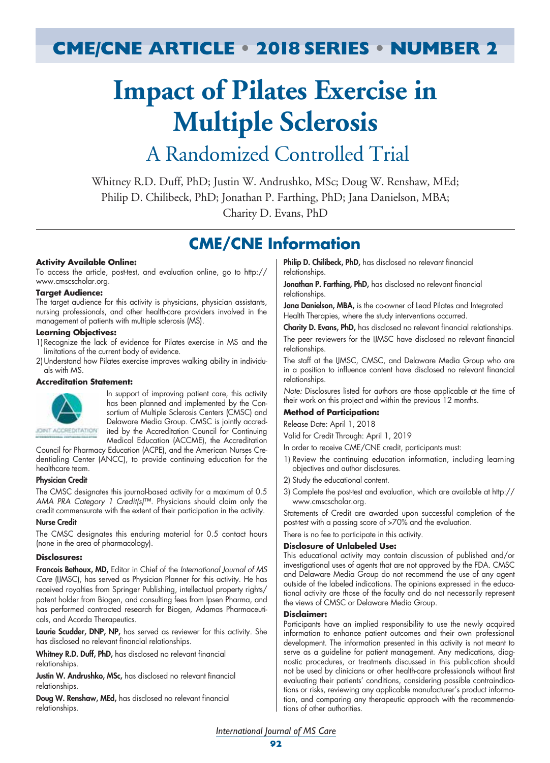# CME/CNE ARTICLE • 2018 SERIES • NUMBER 2

# Impact of Pilates Exercise in Multiple Sclerosis

## A Randomized Controlled Trial

Whitney R.D. Duff, PhD; Justin W. Andrushko, MSc; Doug W. Renshaw, MEd; Philip D. Chilibeck, PhD; Jonathan P. Farthing, PhD; Jana Danielson, MBA; Charity D. Evans, PhD

## CME/CNE Information

**Activity Available Online:**

To access the article, post-test, and evaluation online, go to http://www.cmscscholar.org.

**Target Audience:**

The target audience for this activity is physicians, physician assistants, nursing professionals, and other health-care providers involved in the management of patients with multiple sclerosis (MS).

**Learning Objectives:**

1) Recognize the lack of evidence for Pilates exercise in MS and the limitations of the current body of evidence.
2) Understand how Pilates exercise improves walking ability in individuals with MS.

**Accreditation Statement:**

In support of improving patient care, this activity has been planned and implemented by the Consortium of Multiple Sclerosis Centers (CMSC) and Delaware Media Group. CMSC is jointly accredited by the Accreditation Council for Continuing Medical Education (ACCME), the Accreditation Council for Pharmacy Education (ACPE), and the American Nurses Credentialing Center (ANCC), to provide continuing education for the healthcare team.

**Physician Credit**

The CMSC designates this journal-based activity for a maximum of 0.5 *AMA PRA Category 1 Credit(s)*™. Physicians should claim only the credit commensurate with the extent of their participation in the activity.

**Nurse Credit**

The CMSC designates this enduring material for 0.5 contact hours (none in the area of pharmacology).

**Disclosures:**

**Francois Bethoux, MD,** Editor in Chief of the *International Journal of MS Care* (IJMSC), has served as Physician Planner for this activity. He has received royalties from Springer Publishing, intellectual property rights/patent holder from Biogen, and consulting fees from Ipsen Pharma, and has performed contracted research for Biogen, Adamas Pharmaceuticals, and Acorda Therapeutics.

**Laurie Scudder, DNP, NP,** has served as reviewer for this activity. She has disclosed no relevant financial relationships.

**Whitney R.D. Duff, PhD,** has disclosed no relevant financial relationships.

**Justin W. Andrushko, MSc,** has disclosed no relevant financial relationships.

**Doug W. Renshaw, MEd,** has disclosed no relevant financial relationships.

**Philip D. Chilibeck, PhD,** has disclosed no relevant financial relationships.

**Jonathan P. Farthing, PhD,** has disclosed no relevant financial relationships.

**Jana Danielson, MBA,** is the co-owner of Lead Pilates and Integrated Health Therapies, where the study interventions occurred.

**Charity D. Evans, PhD,** has disclosed no relevant financial relationships.

The peer reviewers for the IJMSC have disclosed no relevant financial relationships.

The staff at the IJMSC, CMSC, and Delaware Media Group who are in a position to influence content have disclosed no relevant financial relationships.

*Note:* Disclosures listed for authors are those applicable at the time of their work on this project and within the previous 12 months.

**Method of Participation:**

Release Date: April 1, 2018

Valid for Credit Through: April 1, 2019

In order to receive CME/CNE credit, participants must:

1) Review the continuing education information, including learning objectives and author disclosures.
2) Study the educational content.
3) Complete the post-test and evaluation, which are available at http://www.cmscscholar.org.

Statements of Credit are awarded upon successful completion of the post-test with a passing score of >70% and the evaluation.

There is no fee to participate in this activity.

**Disclosure of Unlabeled Use:**

This educational activity may contain discussion of published and/or investigational uses of agents that are not approved by the FDA. CMSC and Delaware Media Group do not recommend the use of any agent outside of the labeled indications. The opinions expressed in the educational activity are those of the faculty and do not necessarily represent the views of CMSC or Delaware Media Group.

**Disclaimer:**

Participants have an implied responsibility to use the newly acquired information to enhance patient outcomes and their own professional development. The information presented in this activity is not meant to serve as a guideline for patient management. Any medications, diagnostic procedures, or treatments discussed in this publication should not be used by clinicians or other health-care professionals without first evaluating their patients' conditions, considering possible contraindications or risks, reviewing any applicable manufacturer's product information, and comparing any therapeutic approach with the recommendations of other authorities.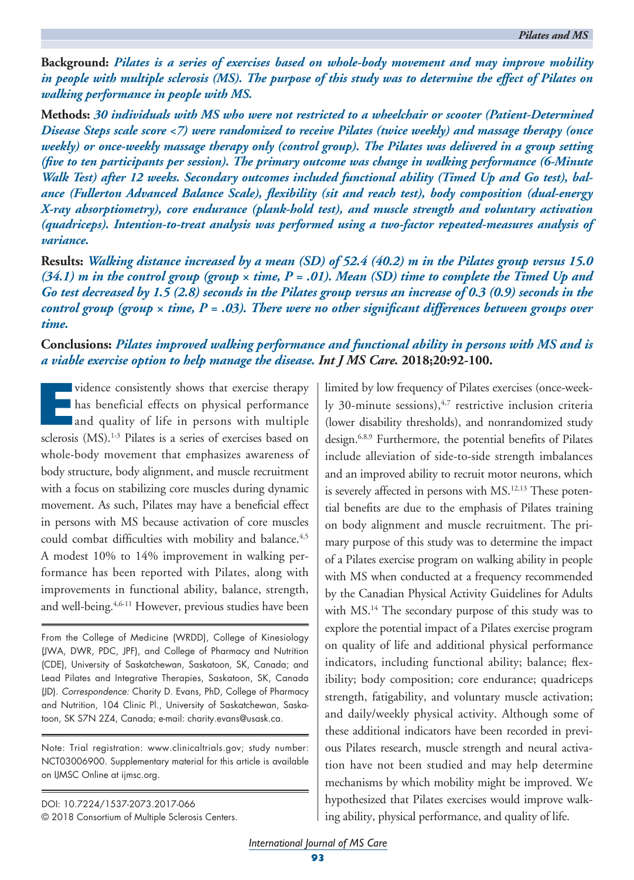**Background:** *Pilates is a series of exercises based on whole-body movement and may improve mobility in people with multiple sclerosis (MS). The purpose of this study was to determine the effect of Pilates on walking performance in people with MS.*

**Methods:** *30 individuals with MS who were not restricted to a wheelchair or scooter (Patient-Determined Disease Steps scale score <7) were randomized to receive Pilates (twice weekly) and massage therapy (once weekly) or once-weekly massage therapy only (control group). The Pilates was delivered in a group setting (five to ten participants per session). The primary outcome was change in walking performance (6-Minute Walk Test) after 12 weeks. Secondary outcomes included functional ability (Timed Up and Go test), balance (Fullerton Advanced Balance Scale), flexibility (sit and reach test), body composition (dual-energy X-ray absorptiometry), core endurance (plank-hold test), and muscle strength and voluntary activation (quadriceps). Intention-to-treat analysis was performed using a two-factor repeated-measures analysis of variance.*

**Results:** *Walking distance increased by a mean (SD) of 52.4 (40.2) m in the Pilates group versus 15.0 (34.1) m in the control group (group × time, P = .01). Mean (SD) time to complete the Timed Up and Go test decreased by 1.5 (2.8) seconds in the Pilates group versus an increase of 0.3 (0.9) seconds in the control group (group × time, P = .03). There were no other significant differences between groups over time.*

**Conclusions:** *Pilates improved walking performance and functional ability in persons with MS and is a viable exercise option to help manage the disease. Int J MS Care.* **2018;20:92-100.**

Evidence consistently shows that exercise therapy has beneficial effects on physical performance and quality of life in persons with multiple sclerosis (MS).[1-3] Pilates is a series of exercises based on whole-body movement that emphasizes awareness of body structure, body alignment, and muscle recruitment with a focus on stabilizing core muscles during dynamic movement. As such, Pilates may have a beneficial effect in persons with MS because activation of core muscles could combat difficulties with mobility and balance.[4,5] A modest 10% to 14% improvement in walking performance has been reported with Pilates, along with improvements in functional ability, balance, strength, and well-being.[4,6-11] However, previous studies have been limited by low frequency of Pilates exercises (once-weekly 30-minute sessions),[4,7] restrictive inclusion criteria (lower disability thresholds), and nonrandomized study design.[6,8,9] Furthermore, the potential benefits of Pilates include alleviation of side-to-side strength imbalances and an improved ability to recruit motor neurons, which is severely affected in persons with MS.[12,13] These potential benefits are due to the emphasis of Pilates training on body alignment and muscle recruitment. The primary purpose of this study was to determine the impact of a Pilates exercise program on walking ability in people with MS when conducted at a frequency recommended by the Canadian Physical Activity Guidelines for Adults with MS.[14] The secondary purpose of this study was to explore the potential impact of a Pilates exercise program on quality of life and additional physical performance indicators, including functional ability; balance; flexibility; body composition; core endurance; quadriceps strength, fatigability, and voluntary muscle activation; and daily/weekly physical activity. Although some of these additional indicators have been recorded in previous Pilates research, muscle strength and neural activation have not been studied and may help determine mechanisms by which mobility might be improved. We hypothesized that Pilates exercises would improve walking ability, physical performance, and quality of life.

From the College of Medicine (WRDD), College of Kinesiology (JWA, DWR, PDC, JPF), and College of Pharmacy and Nutrition (CDE), University of Saskatchewan, Saskatoon, SK, Canada; and Lead Pilates and Integrative Therapies, Saskatoon, SK, Canada (JD). *Correspondence:* Charity D. Evans, PhD, College of Pharmacy and Nutrition, 104 Clinic Pl., University of Saskatchewan, Saskatoon, SK S7N 2Z4, Canada; e-mail: charity.evans@usask.ca.

Note: Trial registration: www.clinicaltrials.gov; study number: NCT03006900. Supplementary material for this article is available on IJMSC Online at ijmsc.org.

DOI: 10.7224/1537-2073.2017-066
© 2018 Consortium of Multiple Sclerosis Centers.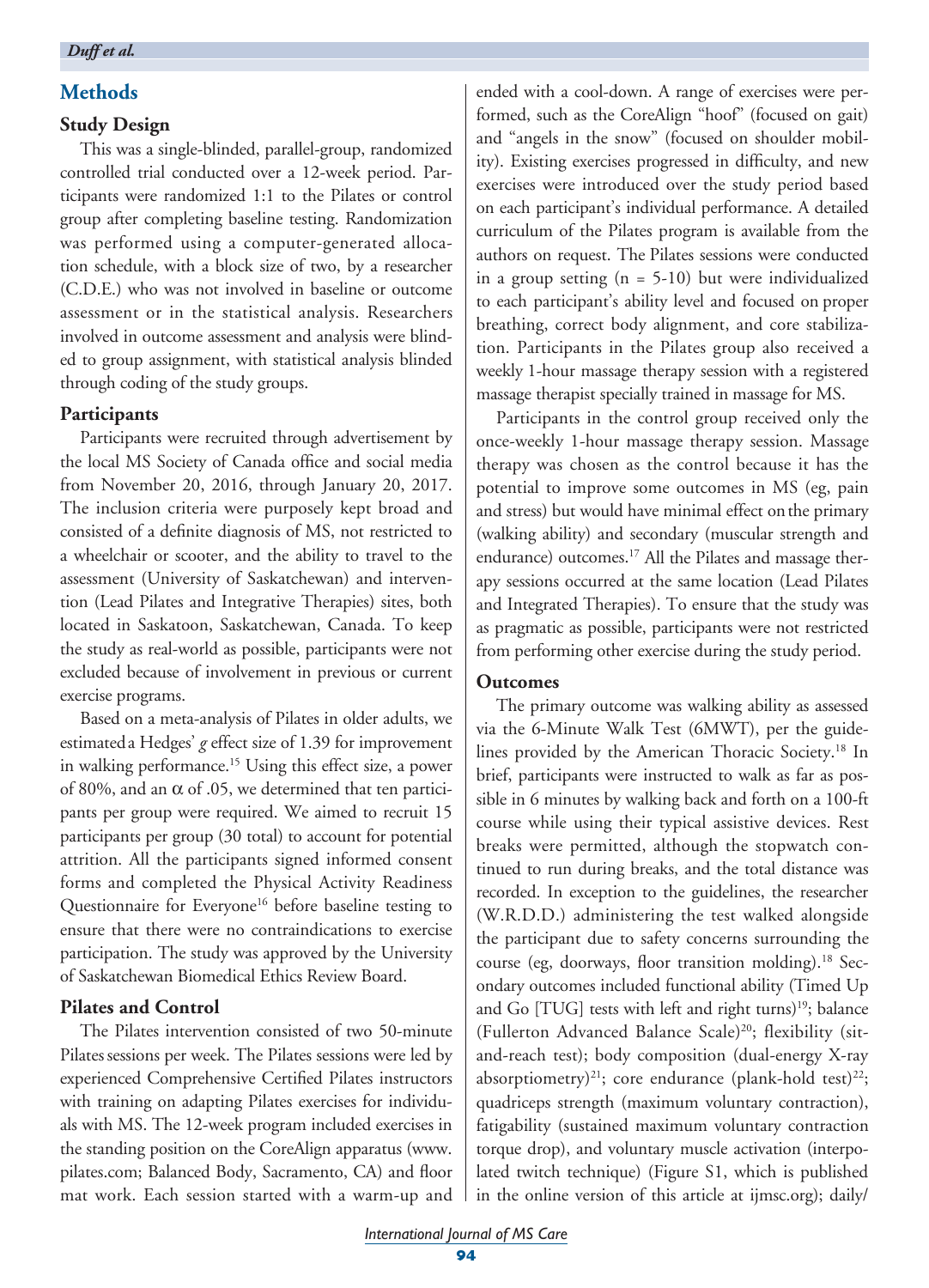## Methods

### Study Design

This was a single-blinded, parallel-group, randomized controlled trial conducted over a 12-week period. Participants were randomized 1:1 to the Pilates or control group after completing baseline testing. Randomization was performed using a computer-generated allocation schedule, with a block size of two, by a researcher (C.D.E.) who was not involved in baseline or outcome assessment or in the statistical analysis. Researchers involved in outcome assessment and analysis were blinded to group assignment, with statistical analysis blinded through coding of the study groups.

### Participants

Participants were recruited through advertisement by the local MS Society of Canada office and social media from November 20, 2016, through January 20, 2017. The inclusion criteria were purposely kept broad and consisted of a definite diagnosis of MS, not restricted to a wheelchair or scooter, and the ability to travel to the assessment (University of Saskatchewan) and intervention (Lead Pilates and Integrative Therapies) sites, both located in Saskatoon, Saskatchewan, Canada. To keep the study as real-world as possible, participants were not excluded because of involvement in previous or current exercise programs.

Based on a meta-analysis of Pilates in older adults, we estimated a Hedges' *g* effect size of 1.39 for improvement in walking performance.[15] Using this effect size, a power of 80%, and an $\alpha$ of .05, we determined that ten participants per group were required. We aimed to recruit 15 participants per group (30 total) to account for potential attrition. All the participants signed informed consent forms and completed the Physical Activity Readiness Questionnaire for Everyone[16] before baseline testing to ensure that there were no contraindications to exercise participation. The study was approved by the University of Saskatchewan Biomedical Ethics Review Board.

### Pilates and Control

The Pilates intervention consisted of two 50-minute Pilates sessions per week. The Pilates sessions were led by experienced Comprehensive Certified Pilates instructors with training on adapting Pilates exercises for individuals with MS. The 12-week program included exercises in the standing position on the CoreAlign apparatus (www.pilates.com; Balanced Body, Sacramento, CA) and floor mat work. Each session started with a warm-up and ended with a cool-down. A range of exercises were performed, such as the CoreAlign "hoof" (focused on gait) and "angels in the snow" (focused on shoulder mobility). Existing exercises progressed in difficulty, and new exercises were introduced over the study period based on each participant's individual performance. A detailed curriculum of the Pilates program is available from the authors on request. The Pilates sessions were conducted in a group setting (n = 5-10) but were individualized to each participant's ability level and focused on proper breathing, correct body alignment, and core stabilization. Participants in the Pilates group also received a weekly 1-hour massage therapy session with a registered massage therapist specially trained in massage for MS.

Participants in the control group received only the once-weekly 1-hour massage therapy session. Massage therapy was chosen as the control because it has the potential to improve some outcomes in MS (eg, pain and stress) but would have minimal effect on the primary (walking ability) and secondary (muscular strength and endurance) outcomes.[17] All the Pilates and massage therapy sessions occurred at the same location (Lead Pilates and Integrated Therapies). To ensure that the study was as pragmatic as possible, participants were not restricted from performing other exercise during the study period.

### Outcomes

The primary outcome was walking ability as assessed via the 6-Minute Walk Test (6MWT), per the guidelines provided by the American Thoracic Society.[18] In brief, participants were instructed to walk as far as possible in 6 minutes by walking back and forth on a 100-ft course while using their typical assistive devices. Rest breaks were permitted, although the stopwatch continued to run during breaks, and the total distance was recorded. In exception to the guidelines, the researcher (W.R.D.D.) administering the test walked alongside the participant due to safety concerns surrounding the course (eg, doorways, floor transition molding).[18] Secondary outcomes included functional ability (Timed Up and Go [TUG] tests with left and right turns)[19]; balance (Fullerton Advanced Balance Scale)[20]; flexibility (sit-and-reach test); body composition (dual-energy X-ray absorptiometry)[21]; core endurance (plank-hold test)[22]; quadriceps strength (maximum voluntary contraction), fatigability (sustained maximum voluntary contraction torque drop), and voluntary muscle activation (interpolated twitch technique) (Figure S1, which is published in the online version of this article at ijmsc.org); daily/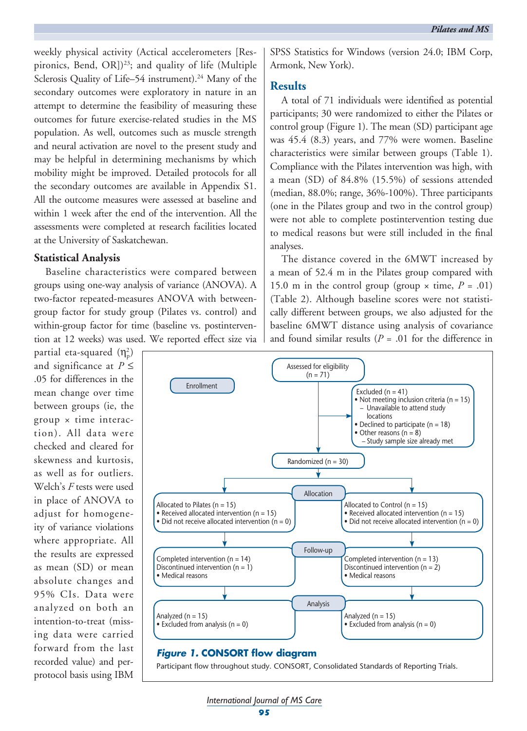weekly physical activity (Actical accelerometers [Respironics, Bend, OR])[23]; and quality of life (Multiple Sclerosis Quality of Life–54 instrument).[24] Many of the secondary outcomes were exploratory in nature in an attempt to determine the feasibility of measuring these outcomes for future exercise-related studies in the MS population. As well, outcomes such as muscle strength and neural activation are novel to the present study and may be helpful in determining mechanisms by which mobility might be improved. Detailed protocols for all the secondary outcomes are available in Appendix S1. All the outcome measures were assessed at baseline and within 1 week after the end of the intervention. All the assessments were completed at research facilities located at the University of Saskatchewan.

### Statistical Analysis

Baseline characteristics were compared between groups using one-way analysis of variance (ANOVA). A two-factor repeated-measures ANOVA with between-group factor for study group (Pilates vs. control) and within-group factor for time (baseline vs. postintervention at 12 weeks) was used. We reported effect size via partial eta-squared ($\eta_p^2$) and significance at $P \leq .05$ for differences in the mean change over time between groups (ie, the group × time interaction). All data were checked and cleared for skewness and kurtosis, as well as for outliers. Welch's *F* tests were used in place of ANOVA to adjust for homogeneity of variance violations where appropriate. All the results are expressed as mean (SD) or mean absolute changes and 95% CIs. Data were analyzed on both an intention-to-treat (missing data were carried forward from the last recorded value) and per-protocol basis using IBM SPSS Statistics for Windows (version 24.0; IBM Corp, Armonk, New York).

## Results

A total of 71 individuals were identified as potential participants; 30 were randomized to either the Pilates or control group (Figure 1). The mean (SD) participant age was 45.4 (8.3) years, and 77% were women. Baseline characteristics were similar between groups (Table 1). Compliance with the Pilates intervention was high, with a mean (SD) of 84.8% (15.5%) of sessions attended (median, 88.0%; range, 36%-100%). Three participants (one in the Pilates group and two in the control group) were not able to complete postintervention testing due to medical reasons but were still included in the final analyses.

The distance covered in the 6MWT increased by a mean of 52.4 m in the Pilates group compared with 15.0 m in the control group (group × time, $P = .01$) (Table 2). Although baseline scores were not statistically different between groups, we also adjusted for the baseline 6MWT distance using analysis of covariance and found similar results ($P = .01$ for the difference in

**Enrollment**

Assessed for eligibility (n = 71)

Excluded (n = 41)
- Not meeting inclusion criteria (n = 15)
  - Unavailable to attend study locations
- Declined to participate (n = 18)
- Other reasons (n = 8)
  - Study sample size already met

Randomized (n = 30)

**Allocation**

| Allocated to Pilates (n = 15) | Allocated to Control (n = 15) |
|---|---|
| • Received allocated intervention (n = 15) | • Received allocated intervention (n = 15) |
| • Did not receive allocated intervention (n = 0) | • Did not receive allocated intervention (n = 0) |

**Follow-up**

| Completed intervention (n = 14) | Completed intervention (n = 13) |
|---|---|
| Discontinued intervention (n = 1) | Discontinued intervention (n = 2) |
| • Medical reasons | • Medical reasons |

**Analysis**

| Analyzed (n = 15) | Analyzed (n = 15) |
|---|---|
| • Excluded from analysis (n = 0) | • Excluded from analysis (n = 0) |

***Figure 1.*** **CONSORT flow diagram**

Participant flow throughout study. CONSORT, Consolidated Standards of Reporting Trials.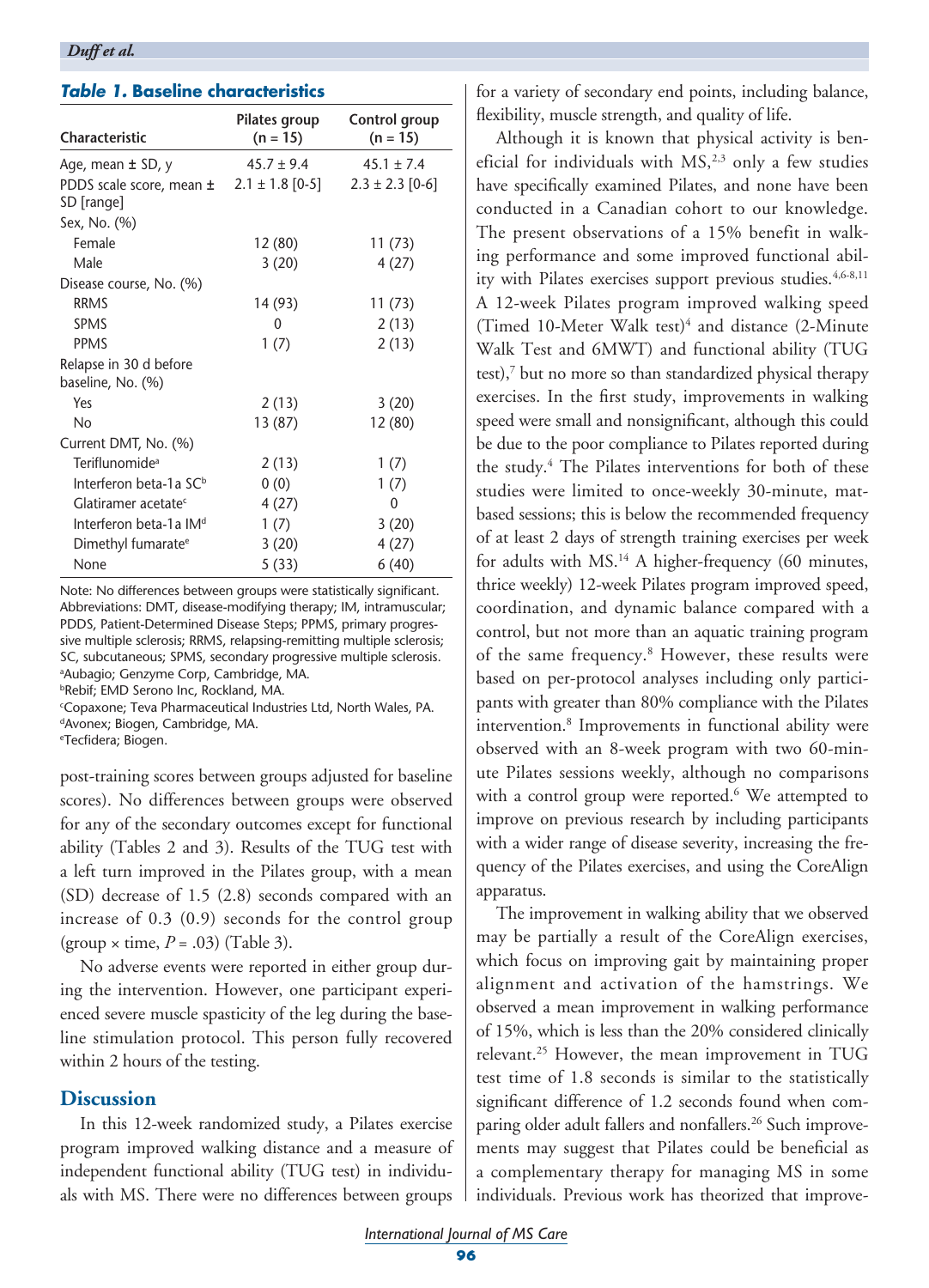***Table 1.* Baseline characteristics**

| Characteristic | Pilates group (n = 15) | Control group (n = 15) |
|---|---|---|
| Age, mean ± SD, y | 45.7 ± 9.4 | 45.1 ± 7.4 |
| PDDS scale score, mean ± SD [range] | 2.1 ± 1.8 [0-5] | 2.3 ± 2.3 [0-6] |
| Sex, No. (%) | | |
| Female | 12 (80) | 11 (73) |
| Male | 3 (20) | 4 (27) |
| Disease course, No. (%) | | |
| RRMS | 14 (93) | 11 (73) |
| SPMS | 0 | 2 (13) |
| PPMS | 1 (7) | 2 (13) |
| Relapse in 30 d before baseline, No. (%) | | |
| Yes | 2 (13) | 3 (20) |
| No | 13 (87) | 12 (80) |
| Current DMT, No. (%) | | |
| Teriflunomide[a] | 2 (13) | 1 (7) |
| Interferon beta-1a SC[b] | 0 (0) | 1 (7) |
| Glatiramer acetate[c] | 4 (27) | 0 |
| Interferon beta-1a IM[d] | 1 (7) | 3 (20) |
| Dimethyl fumarate[e] | 3 (20) | 4 (27) |
| None | 5 (33) | 6 (40) |

Note: No differences between groups were statistically significant.
Abbreviations: DMT, disease-modifying therapy; IM, intramuscular; PDDS, Patient-Determined Disease Steps; PPMS, primary progressive multiple sclerosis; RRMS, relapsing-remitting multiple sclerosis; SC, subcutaneous; SPMS, secondary progressive multiple sclerosis.
[a]Aubagio; Genzyme Corp, Cambridge, MA.
[b]Rebif; EMD Serono Inc, Rockland, MA.
[c]Copaxone; Teva Pharmaceutical Industries Ltd, North Wales, PA.
[d]Avonex; Biogen, Cambridge, MA.
[e]Tecfidera; Biogen.

post-training scores between groups adjusted for baseline scores). No differences between groups were observed for any of the secondary outcomes except for functional ability (Tables 2 and 3). Results of the TUG test with a left turn improved in the Pilates group, with a mean (SD) decrease of 1.5 (2.8) seconds compared with an increase of 0.3 (0.9) seconds for the control group (group × time, $P = .03$) (Table 3).

No adverse events were reported in either group during the intervention. However, one participant experienced severe muscle spasticity of the leg during the baseline stimulation protocol. This person fully recovered within 2 hours of the testing.

## Discussion

In this 12-week randomized study, a Pilates exercise program improved walking distance and a measure of independent functional ability (TUG test) in individuals with MS. There were no differences between groups for a variety of secondary end points, including balance, flexibility, muscle strength, and quality of life.

Although it is known that physical activity is beneficial for individuals with MS,[2,3] only a few studies have specifically examined Pilates, and none have been conducted in a Canadian cohort to our knowledge. The present observations of a 15% benefit in walking performance and some improved functional ability with Pilates exercises support previous studies.[4,6-8,11] A 12-week Pilates program improved walking speed (Timed 10-Meter Walk test)[4] and distance (2-Minute Walk Test and 6MWT) and functional ability (TUG test),[7] but no more so than standardized physical therapy exercises. In the first study, improvements in walking speed were small and nonsignificant, although this could be due to the poor compliance to Pilates reported during the study.[4] The Pilates interventions for both of these studies were limited to once-weekly 30-minute, mat-based sessions; this is below the recommended frequency of at least 2 days of strength training exercises per week for adults with MS.[14] A higher-frequency (60 minutes, thrice weekly) 12-week Pilates program improved speed, coordination, and dynamic balance compared with a control, but not more than an aquatic training program of the same frequency.[8] However, these results were based on per-protocol analyses including only participants with greater than 80% compliance with the Pilates intervention.[8] Improvements in functional ability were observed with an 8-week program with two 60-minute Pilates sessions weekly, although no comparisons with a control group were reported.[6] We attempted to improve on previous research by including participants with a wider range of disease severity, increasing the frequency of the Pilates exercises, and using the CoreAlign apparatus.

The improvement in walking ability that we observed may be partially a result of the CoreAlign exercises, which focus on improving gait by maintaining proper alignment and activation of the hamstrings. We observed a mean improvement in walking performance of 15%, which is less than the 20% considered clinically relevant.[25] However, the mean improvement in TUG test time of 1.8 seconds is similar to the statistically significant difference of 1.2 seconds found when comparing older adult fallers and nonfallers.[26] Such improvements may suggest that Pilates could be beneficial as a complementary therapy for managing MS in some individuals. Previous work has theorized that improve-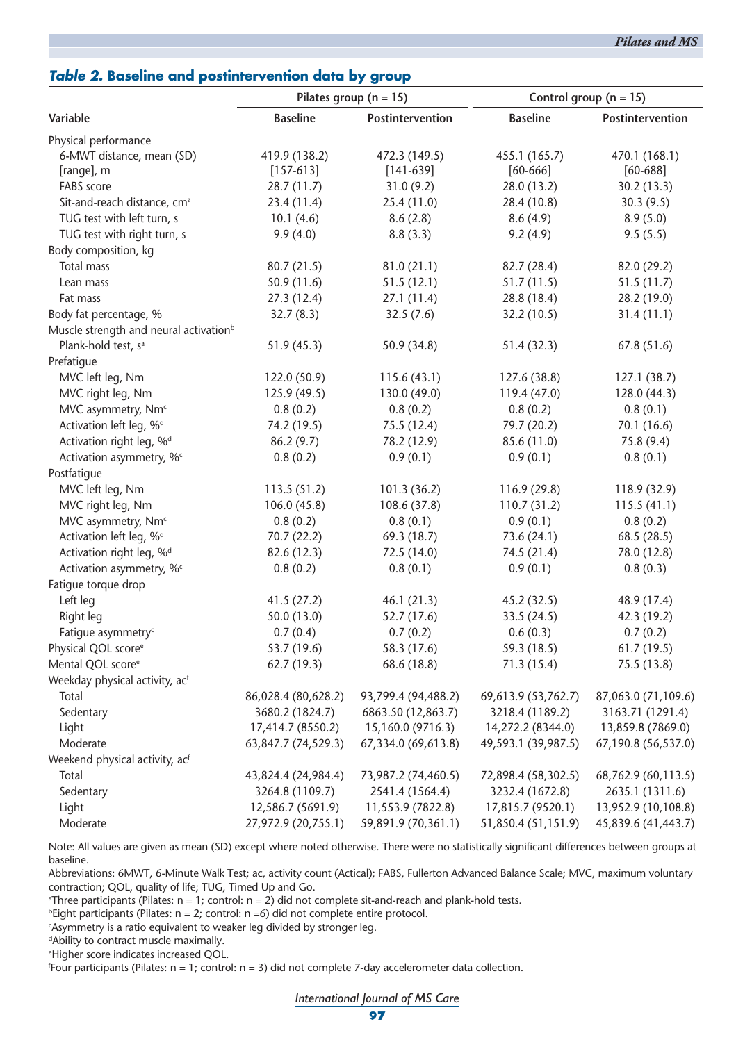***Table 2.* Baseline and postintervention data by group**

| Variable | Pilates group (n = 15) | | Control group (n = 15) | |
|---|---|---|---|---|
| | Baseline | Postintervention | Baseline | Postintervention |
| Physical performance | | | | |
| 6-MWT distance, mean (SD) | 419.9 (138.2) | 472.3 (149.5) | 455.1 (165.7) | 470.1 (168.1) |
| [range], m | [157-613] | [141-639] | [60-666] | [60-688] |
| FABS score | 28.7 (11.7) | 31.0 (9.2) | 28.0 (13.2) | 30.2 (13.3) |
| Sit-and-reach distance, cm[a] | 23.4 (11.4) | 25.4 (11.0) | 28.4 (10.8) | 30.3 (9.5) |
| TUG test with left turn, s | 10.1 (4.6) | 8.6 (2.8) | 8.6 (4.9) | 8.9 (5.0) |
| TUG test with right turn, s | 9.9 (4.0) | 8.8 (3.3) | 9.2 (4.9) | 9.5 (5.5) |
| Body composition, kg | | | | |
| Total mass | 80.7 (21.5) | 81.0 (21.1) | 82.7 (28.4) | 82.0 (29.2) |
| Lean mass | 50.9 (11.6) | 51.5 (12.1) | 51.7 (11.5) | 51.5 (11.7) |
| Fat mass | 27.3 (12.4) | 27.1 (11.4) | 28.8 (18.4) | 28.2 (19.0) |
| Body fat percentage, % | 32.7 (8.3) | 32.5 (7.6) | 32.2 (10.5) | 31.4 (11.1) |
| Muscle strength and neural activation[b] | | | | |
| Plank-hold test, s[a] | 51.9 (45.3) | 50.9 (34.8) | 51.4 (32.3) | 67.8 (51.6) |
| Prefatigue | | | | |
| MVC left leg, Nm | 122.0 (50.9) | 115.6 (43.1) | 127.6 (38.8) | 127.1 (38.7) |
| MVC right leg, Nm | 125.9 (49.5) | 130.0 (49.0) | 119.4 (47.0) | 128.0 (44.3) |
| MVC asymmetry, Nm[c] | 0.8 (0.2) | 0.8 (0.2) | 0.8 (0.2) | 0.8 (0.1) |
| Activation left leg, %[d] | 74.2 (19.5) | 75.5 (12.4) | 79.7 (20.2) | 70.1 (16.6) |
| Activation right leg, %[d] | 86.2 (9.7) | 78.2 (12.9) | 85.6 (11.0) | 75.8 (9.4) |
| Activation asymmetry, %[c] | 0.8 (0.2) | 0.9 (0.1) | 0.9 (0.1) | 0.8 (0.1) |
| Postfatigue | | | | |
| MVC left leg, Nm | 113.5 (51.2) | 101.3 (36.2) | 116.9 (29.8) | 118.9 (32.9) |
| MVC right leg, Nm | 106.0 (45.8) | 108.6 (37.8) | 110.7 (31.2) | 115.5 (41.1) |
| MVC asymmetry, Nm[c] | 0.8 (0.2) | 0.8 (0.1) | 0.9 (0.1) | 0.8 (0.2) |
| Activation left leg, %[d] | 70.7 (22.2) | 69.3 (18.7) | 73.6 (24.1) | 68.5 (28.5) |
| Activation right leg, %[d] | 82.6 (12.3) | 72.5 (14.0) | 74.5 (21.4) | 78.0 (12.8) |
| Activation asymmetry, %[c] | 0.8 (0.2) | 0.8 (0.1) | 0.9 (0.1) | 0.8 (0.3) |
| Fatigue torque drop | | | | |
| Left leg | 41.5 (27.2) | 46.1 (21.3) | 45.2 (32.5) | 48.9 (17.4) |
| Right leg | 50.0 (13.0) | 52.7 (17.6) | 33.5 (24.5) | 42.3 (19.2) |
| Fatigue asymmetry[c] | 0.7 (0.4) | 0.7 (0.2) | 0.6 (0.3) | 0.7 (0.2) |
| Physical QOL score[e] | 53.7 (19.6) | 58.3 (17.6) | 59.3 (18.5) | 61.7 (19.5) |
| Mental QOL score[e] | 62.7 (19.3) | 68.6 (18.8) | 71.3 (15.4) | 75.5 (13.8) |
| Weekday physical activity, ac[f] | | | | |
| Total | 86,028.4 (80,628.2) | 93,799.4 (94,488.2) | 69,613.9 (53,762.7) | 87,063.0 (71,109.6) |
| Sedentary | 3680.2 (1824.7) | 6863.50 (12,863.7) | 3218.4 (1189.2) | 3163.71 (1291.4) |
| Light | 17,414.7 (8550.2) | 15,160.0 (9716.3) | 14,272.2 (8344.0) | 13,859.8 (7869.0) |
| Moderate | 63,847.7 (74,529.3) | 67,334.0 (69,613.8) | 49,593.1 (39,987.5) | 67,190.8 (56,537.0) |
| Weekend physical activity, ac[f] | | | | |
| Total | 43,824.4 (24,984.4) | 73,987.2 (74,460.5) | 72,898.4 (58,302.5) | 68,762.9 (60,113.5) |
| Sedentary | 3264.8 (1109.7) | 2541.4 (1564.4) | 3232.4 (1672.8) | 2635.1 (1311.6) |
| Light | 12,586.7 (5691.9) | 11,553.9 (7822.8) | 17,815.7 (9520.1) | 13,952.9 (10,108.8) |
| Moderate | 27,972.9 (20,755.1) | 59,891.9 (70,361.1) | 51,850.4 (51,151.9) | 45,839.6 (41,443.7) |

Note: All values are given as mean (SD) except where noted otherwise. There were no statistically significant differences between groups at baseline.

Abbreviations: 6MWT, 6-Minute Walk Test; ac, activity count (Actical); FABS, Fullerton Advanced Balance Scale; MVC, maximum voluntary contraction; QOL, quality of life; TUG, Timed Up and Go.

[a]Three participants (Pilates: n = 1; control: n = 2) did not complete sit-and-reach and plank-hold tests.

[b]Eight participants (Pilates: n = 2; control: n =6) did not complete entire protocol.

[c]Asymmetry is a ratio equivalent to weaker leg divided by stronger leg.

[d]Ability to contract muscle maximally.

[e]Higher score indicates increased QOL.

[f]Four participants (Pilates: n = 1; control: n = 3) did not complete 7-day accelerometer data collection.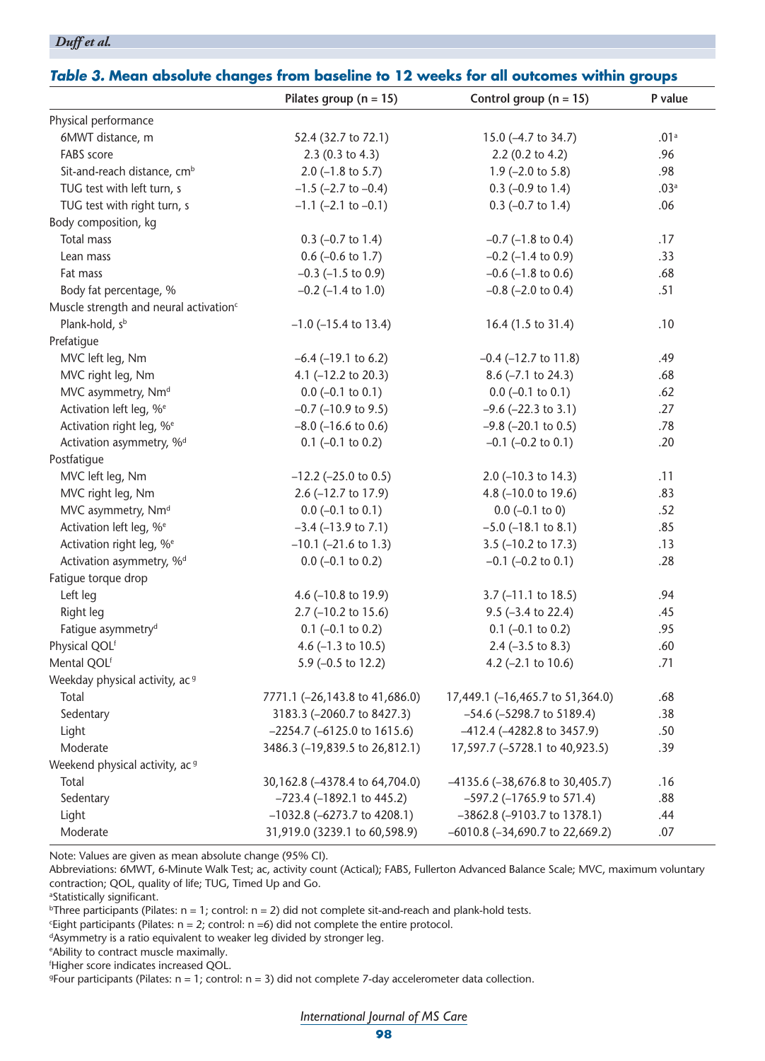***Table 3.* Mean absolute changes from baseline to 12 weeks for all outcomes within groups**

| | Pilates group (n = 15) | Control group (n = 15) | P value |
|---|---|---|---|
| Physical performance | | | |
| 6MWT distance, m | 52.4 (32.7 to 72.1) | 15.0 (–4.7 to 34.7) | .01[a] |
| FABS score | 2.3 (0.3 to 4.3) | 2.2 (0.2 to 4.2) | .96 |
| Sit-and-reach distance, cm[b] | 2.0 (–1.8 to 5.7) | 1.9 (–2.0 to 5.8) | .98 |
| TUG test with left turn, s | –1.5 (–2.7 to –0.4) | 0.3 (–0.9 to 1.4) | .03[a] |
| TUG test with right turn, s | –1.1 (–2.1 to –0.1) | 0.3 (–0.7 to 1.4) | .06 |
| Body composition, kg | | | |
| Total mass | 0.3 (–0.7 to 1.4) | –0.7 (–1.8 to 0.4) | .17 |
| Lean mass | 0.6 (–0.6 to 1.7) | –0.2 (–1.4 to 0.9) | .33 |
| Fat mass | –0.3 (–1.5 to 0.9) | –0.6 (–1.8 to 0.6) | .68 |
| Body fat percentage, % | –0.2 (–1.4 to 1.0) | –0.8 (–2.0 to 0.4) | .51 |
| Muscle strength and neural activation[c] | | | |
| Plank-hold, s[b] | –1.0 (–15.4 to 13.4) | 16.4 (1.5 to 31.4) | .10 |
| Prefatigue | | | |
| MVC left leg, Nm | –6.4 (–19.1 to 6.2) | –0.4 (–12.7 to 11.8) | .49 |
| MVC right leg, Nm | 4.1 (–12.2 to 20.3) | 8.6 (–7.1 to 24.3) | .68 |
| MVC asymmetry, Nm[d] | 0.0 (–0.1 to 0.1) | 0.0 (–0.1 to 0.1) | .62 |
| Activation left leg, %[e] | –0.7 (–10.9 to 9.5) | –9.6 (–22.3 to 3.1) | .27 |
| Activation right leg, %[e] | –8.0 (–16.6 to 0.6) | –9.8 (–20.1 to 0.5) | .78 |
| Activation asymmetry, %[d] | 0.1 (–0.1 to 0.2) | –0.1 (–0.2 to 0.1) | .20 |
| Postfatigue | | | |
| MVC left leg, Nm | –12.2 (–25.0 to 0.5) | 2.0 (–10.3 to 14.3) | .11 |
| MVC right leg, Nm | 2.6 (–12.7 to 17.9) | 4.8 (–10.0 to 19.6) | .83 |
| MVC asymmetry, Nm[d] | 0.0 (–0.1 to 0.1) | 0.0 (–0.1 to 0) | .52 |
| Activation left leg, %[e] | –3.4 (–13.9 to 7.1) | –5.0 (–18.1 to 8.1) | .85 |
| Activation right leg, %[e] | –10.1 (–21.6 to 1.3) | 3.5 (–10.2 to 17.3) | .13 |
| Activation asymmetry, %[d] | 0.0 (–0.1 to 0.2) | –0.1 (–0.2 to 0.1) | .28 |
| Fatigue torque drop | | | |
| Left leg | 4.6 (–10.8 to 19.9) | 3.7 (–11.1 to 18.5) | .94 |
| Right leg | 2.7 (–10.2 to 15.6) | 9.5 (–3.4 to 22.4) | .45 |
| Fatigue asymmetry[d] | 0.1 (–0.1 to 0.2) | 0.1 (–0.1 to 0.2) | .95 |
| Physical QOL[f] | 4.6 (–1.3 to 10.5) | 2.4 (–3.5 to 8.3) | .60 |
| Mental QOL[f] | 5.9 (–0.5 to 12.2) | 4.2 (–2.1 to 10.6) | .71 |
| Weekday physical activity, ac[g] | | | |
| Total | 7771.1 (–26,143.8 to 41,686.0) | 17,449.1 (–16,465.7 to 51,364.0) | .68 |
| Sedentary | 3183.3 (–2060.7 to 8427.3) | –54.6 (–5298.7 to 5189.4) | .38 |
| Light | –2254.7 (–6125.0 to 1615.6) | –412.4 (–4282.8 to 3457.9) | .50 |
| Moderate | 3486.3 (–19,839.5 to 26,812.1) | 17,597.7 (–5728.1 to 40,923.5) | .39 |
| Weekend physical activity, ac[g] | | | |
| Total | 30,162.8 (–4378.4 to 64,704.0) | –4135.6 (–38,676.8 to 30,405.7) | .16 |
| Sedentary | –723.4 (–1892.1 to 445.2) | –597.2 (–1765.9 to 571.4) | .88 |
| Light | –1032.8 (–6273.7 to 4208.1) | –3862.8 (–9103.7 to 1378.1) | .44 |
| Moderate | 31,919.0 (3239.1 to 60,598.9) | –6010.8 (–34,690.7 to 22,669.2) | .07 |

Note: Values are given as mean absolute change (95% CI).

Abbreviations: 6MWT, 6-Minute Walk Test; ac, activity count (Actical); FABS, Fullerton Advanced Balance Scale; MVC, maximum voluntary contraction; QOL, quality of life; TUG, Timed Up and Go.

[a]Statistically significant.

[b]Three participants (Pilates: n = 1; control: n = 2) did not complete sit-and-reach and plank-hold tests.

[c]Eight participants (Pilates: n = 2; control: n =6) did not complete the entire protocol.

[d]Asymmetry is a ratio equivalent to weaker leg divided by stronger leg.

[e]Ability to contract muscle maximally.

[f]Higher score indicates increased QOL.

[g]Four participants (Pilates: n = 1; control: n = 3) did not complete 7-day accelerometer data collection.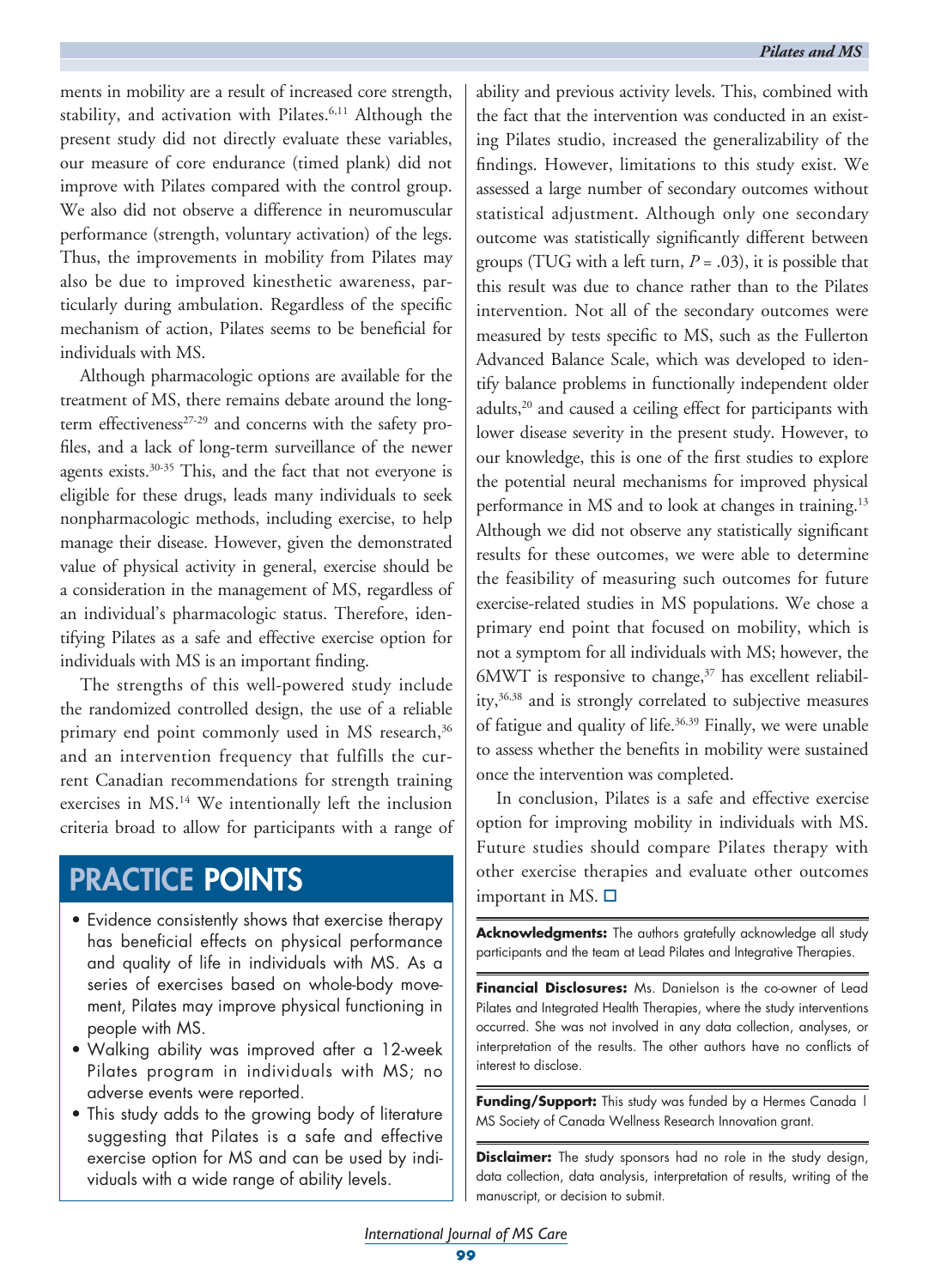ments in mobility are a result of increased core strength, stability, and activation with Pilates.[6,11] Although the present study did not directly evaluate these variables, our measure of core endurance (timed plank) did not improve with Pilates compared with the control group. We also did not observe a difference in neuromuscular performance (strength, voluntary activation) of the legs. Thus, the improvements in mobility from Pilates may also be due to improved kinesthetic awareness, particularly during ambulation. Regardless of the specific mechanism of action, Pilates seems to be beneficial for individuals with MS.

Although pharmacologic options are available for the treatment of MS, there remains debate around the long-term effectiveness[27-29] and concerns with the safety profiles, and a lack of long-term surveillance of the newer agents exists.[30-35] This, and the fact that not everyone is eligible for these drugs, leads many individuals to seek nonpharmacologic methods, including exercise, to help manage their disease. However, given the demonstrated value of physical activity in general, exercise should be a consideration in the management of MS, regardless of an individual's pharmacologic status. Therefore, identifying Pilates as a safe and effective exercise option for individuals with MS is an important finding.

The strengths of this well-powered study include the randomized controlled design, the use of a reliable primary end point commonly used in MS research,[36] and an intervention frequency that fulfills the current Canadian recommendations for strength training exercises in MS.[14] We intentionally left the inclusion criteria broad to allow for participants with a range of ability and previous activity levels. This, combined with the fact that the intervention was conducted in an existing Pilates studio, increased the generalizability of the findings. However, limitations to this study exist. We assessed a large number of secondary outcomes without statistical adjustment. Although only one secondary outcome was statistically significantly different between groups (TUG with a left turn, $P = .03$), it is possible that this result was due to chance rather than to the Pilates intervention. Not all of the secondary outcomes were measured by tests specific to MS, such as the Fullerton Advanced Balance Scale, which was developed to identify balance problems in functionally independent older adults,[20] and caused a ceiling effect for participants with lower disease severity in the present study. However, to our knowledge, this is one of the first studies to explore the potential neural mechanisms for improved physical performance in MS and to look at changes in training.[13] Although we did not observe any statistically significant results for these outcomes, we were able to determine the feasibility of measuring such outcomes for future exercise-related studies in MS populations. We chose a primary end point that focused on mobility, which is not a symptom for all individuals with MS; however, the 6MWT is responsive to change,[37] has excellent reliability,[36,38] and is strongly correlated to subjective measures of fatigue and quality of life.[36,39] Finally, we were unable to assess whether the benefits in mobility were sustained once the intervention was completed.

In conclusion, Pilates is a safe and effective exercise option for improving mobility in individuals with MS. Future studies should compare Pilates therapy with other exercise therapies and evaluate other outcomes important in MS. □

## PRACTICE POINTS

- Evidence consistently shows that exercise therapy has beneficial effects on physical performance and quality of life in individuals with MS. As a series of exercises based on whole-body movement, Pilates may improve physical functioning in people with MS.
- Walking ability was improved after a 12-week Pilates program in individuals with MS; no adverse events were reported.
- This study adds to the growing body of literature suggesting that Pilates is a safe and effective exercise option for MS and can be used by individuals with a wide range of ability levels.

**Acknowledgments:** The authors gratefully acknowledge all study participants and the team at Lead Pilates and Integrative Therapies.

**Financial Disclosures:** Ms. Danielson is the co-owner of Lead Pilates and Integrated Health Therapies, where the study interventions occurred. She was not involved in any data collection, analyses, or interpretation of the results. The other authors have no conflicts of interest to disclose.

**Funding/Support:** This study was funded by a Hermes Canada | MS Society of Canada Wellness Research Innovation grant.

**Disclaimer:** The study sponsors had no role in the study design, data collection, data analysis, interpretation of results, writing of the manuscript, or decision to submit.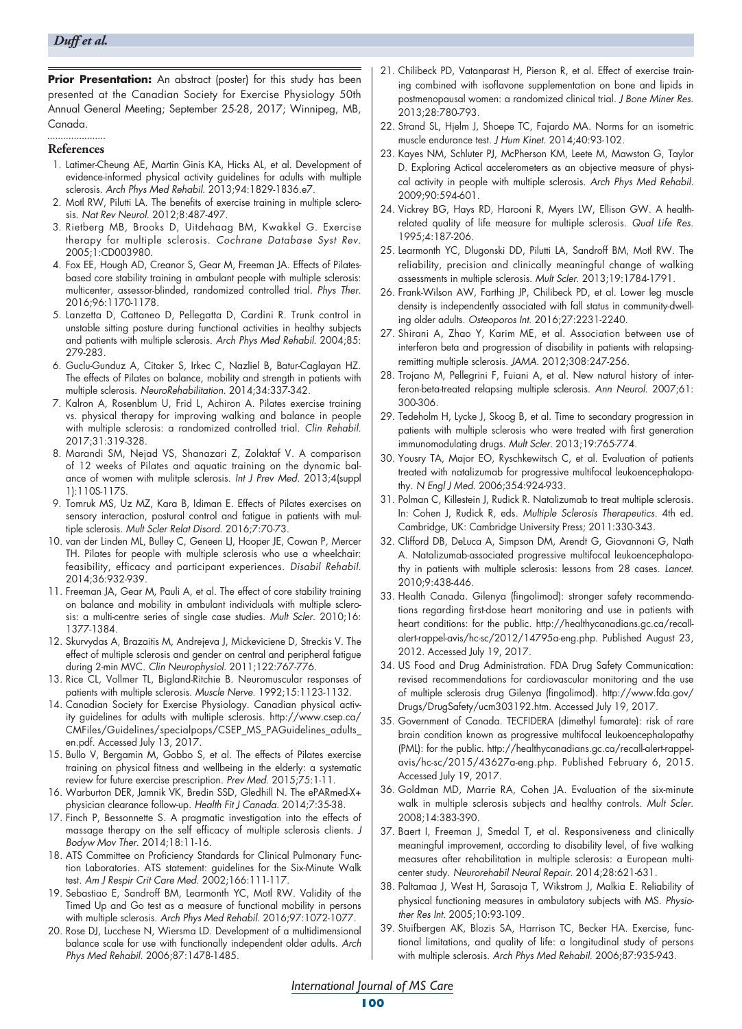**Prior Presentation:** An abstract (poster) for this study has been presented at the Canadian Society for Exercise Physiology 50th Annual General Meeting; September 25-28, 2017; Winnipeg, MB, Canada.

## References

1. Latimer-Cheung AE, Martin Ginis KA, Hicks AL, et al. Development of evidence-informed physical activity guidelines for adults with multiple sclerosis. *Arch Phys Med Rehabil.* 2013;94:1829-1836.e7.
2. Motl RW, Pilutti LA. The benefits of exercise training in multiple sclerosis. *Nat Rev Neurol.* 2012;8:487-497.
3. Rietberg MB, Brooks D, Uitdehaag BM, Kwakkel G. Exercise therapy for multiple sclerosis. *Cochrane Database Syst Rev.* 2005;1:CD003980.
4. Fox EE, Hough AD, Creanor S, Gear M, Freeman JA. Effects of Pilates-based core stability training in ambulant people with multiple sclerosis: multicenter, assessor-blinded, randomized controlled trial. *Phys Ther.* 2016;96:1170-1178.
5. Lanzetta D, Cattaneo D, Pellegatta D, Cardini R. Trunk control in unstable sitting posture during functional activities in healthy subjects and patients with multiple sclerosis. *Arch Phys Med Rehabil.* 2004;85: 279-283.
6. Guclu-Gunduz A, Citaker S, Irkec C, Nazliel B, Batur-Caglayan HZ. The effects of Pilates on balance, mobility and strength in patients with multiple sclerosis. *NeuroRehabilitation.* 2014;34:337-342.
7. Kalron A, Rosenblum U, Frid L, Achiron A. Pilates exercise training vs. physical therapy for improving walking and balance in people with multiple sclerosis: a randomized controlled trial. *Clin Rehabil.* 2017;31:319-328.
8. Marandi SM, Nejad VS, Shanazari Z, Zolaktaf V. A comparison of 12 weeks of Pilates and aquatic training on the dynamic balance of women with mulitple sclerosis. *Int J Prev Med.* 2013;4(suppl 1):110S-117S.
9. Tomruk MS, Uz MZ, Kara B, Idiman E. Effects of Pilates exercises on sensory interaction, postural control and fatigue in patients with multiple sclerosis. *Mult Scler Relat Disord.* 2016;7:70-73.
10. van der Linden ML, Bulley C, Geneen LJ, Hooper JE, Cowan P, Mercer TH. Pilates for people with multiple sclerosis who use a wheelchair: feasibility, efficacy and participant experiences. *Disabil Rehabil.* 2014;36:932-939.
11. Freeman JA, Gear M, Pauli A, et al. The effect of core stability training on balance and mobility in ambulant individuals with multiple sclerosis: a multi-centre series of single case studies. *Mult Scler.* 2010;16: 1377-1384.
12. Skurvydas A, Brazaitis M, Andrejeva J, Mickeviciene D, Streckis V. The effect of multiple sclerosis and gender on central and peripheral fatigue during 2-min MVC. *Clin Neurophysiol.* 2011;122:767-776.
13. Rice CL, Vollmer TL, Bigland-Ritchie B. Neuromuscular responses of patients with multiple sclerosis. *Muscle Nerve.* 1992;15:1123-1132.
14. Canadian Society for Exercise Physiology. Canadian physical activity guidelines for adults with multiple sclerosis. http://www.csep.ca/CMFiles/Guidelines/specialpops/CSEP_MS_PAGuidelines_adults_en.pdf. Accessed July 13, 2017.
15. Bullo V, Bergamin M, Gobbo S, et al. The effects of Pilates exercise training on physical fitness and wellbeing in the elderly: a systematic review for future exercise prescription. *Prev Med.* 2015;75:1-11.
16. Warburton DER, Jamnik VK, Bredin SSD, Gledhill N. The ePARmed-X+ physician clearance follow-up. *Health Fit J Canada.* 2014;7:35-38.
17. Finch P, Bessonnette S. A pragmatic investigation into the effects of massage therapy on the self efficacy of multiple sclerosis clients. *J Bodyw Mov Ther.* 2014;18:11-16.
18. ATS Committee on Proficiency Standards for Clinical Pulmonary Function Laboratories. ATS statement: guidelines for the Six-Minute Walk test. *Am J Respir Crit Care Med.* 2002;166:111-117.
19. Sebastiao E, Sandroff BM, Learmonth YC, Motl RW. Validity of the Timed Up and Go test as a measure of functional mobility in persons with multiple sclerosis. *Arch Phys Med Rehabil.* 2016;97:1072-1077.
20. Rose DJ, Lucchese N, Wiersma LD. Development of a multidimensional balance scale for use with functionally independent older adults. *Arch Phys Med Rehabil.* 2006;87:1478-1485.
21. Chilibeck PD, Vatanparast H, Pierson R, et al. Effect of exercise training combined with isoflavone supplementation on bone and lipids in postmenopausal women: a randomized clinical trial. *J Bone Miner Res.* 2013;28:780-793.
22. Strand SL, Hjelm J, Shoepe TC, Fajardo MA. Norms for an isometric muscle endurance test. *J Hum Kinet.* 2014;40:93-102.
23. Kayes NM, Schluter PJ, McPherson KM, Leete M, Mawston G, Taylor D. Exploring Actical accelerometers as an objective measure of physical activity in people with multiple sclerosis. *Arch Phys Med Rehabil.* 2009;90:594-601.
24. Vickrey BG, Hays RD, Harooni R, Myers LW, Ellison GW. A health-related quality of life measure for multiple sclerosis. *Qual Life Res.* 1995;4:187-206.
25. Learmonth YC, Dlugonski DD, Pilutti LA, Sandroff BM, Motl RW. The reliability, precision and clinically meaningful change of walking assessments in multiple sclerosis. *Mult Scler.* 2013;19:1784-1791.
26. Frank-Wilson AW, Farthing JP, Chilibeck PD, et al. Lower leg muscle density is independently associated with fall status in community-dwelling older adults. *Osteoporos Int.* 2016;27:2231-2240.
27. Shirani A, Zhao Y, Karim ME, et al. Association between use of interferon beta and progression of disability in patients with relapsing-remitting multiple sclerosis. *JAMA.* 2012;308:247-256.
28. Trojano M, Pellegrini F, Fuiani A, et al. New natural history of interferon-beta-treated relapsing multiple sclerosis. *Ann Neurol.* 2007;61: 300-306.
29. Tedeholm H, Lycke J, Skoog B, et al. Time to secondary progression in patients with multiple sclerosis who were treated with first generation immunomodulating drugs. *Mult Scler.* 2013;19:765-774.
30. Yousry TA, Major EO, Ryschkewitsch C, et al. Evaluation of patients treated with natalizumab for progressive multifocal leukoencephalopathy. *N Engl J Med.* 2006;354:924-933.
31. Polman C, Killestein J, Rudick R. Natalizumab to treat multiple sclerosis. In: Cohen J, Rudick R, eds. *Multiple Sclerosis Therapeutics.* 4th ed. Cambridge, UK: Cambridge University Press; 2011:330-343.
32. Clifford DB, DeLuca A, Simpson DM, Arendt G, Giovannoni G, Nath A. Natalizumab-associated progressive multifocal leukoencephalopathy in patients with multiple sclerosis: lessons from 28 cases. *Lancet.* 2010;9:438-446.
33. Health Canada. Gilenya (fingolimod): stronger safety recommendations regarding first-dose heart monitoring and use in patients with heart conditions: for the public. http://healthycanadians.gc.ca/recall-alert-rappel-avis/hc-sc/2012/14795a-eng.php. Published August 23, 2012. Accessed July 19, 2017.
34. US Food and Drug Administration. FDA Drug Safety Communication: revised recommendations for cardiovascular monitoring and the use of multiple sclerosis drug Gilenya (fingolimod). http://www.fda.gov/Drugs/DrugSafety/ucm303192.htm. Accessed July 19, 2017.
35. Government of Canada. TECFIDERA (dimethyl fumarate): risk of rare brain condition known as progressive multifocal leukoencephalopathy (PML): for the public. http://healthycanadians.gc.ca/recall-alert-rappel-avis/hc-sc/2015/43627a-eng.php. Published February 6, 2015. Accessed July 19, 2017.
36. Goldman MD, Marrie RA, Cohen JA. Evaluation of the six-minute walk in multiple sclerosis subjects and healthy controls. *Mult Scler.* 2008;14:383-390.
37. Baert I, Freeman J, Smedal T, et al. Responsiveness and clinically meaningful improvement, according to disability level, of five walking measures after rehabilitation in multiple sclerosis: a European multi-center study. *Neurorehabil Neural Repair.* 2014;28:621-631.
38. Paltamaa J, West H, Sarasoja T, Wikstrom J, Malkia E. Reliability of physical functioning measures in ambulatory subjects with MS. *Physiother Res Int.* 2005;10:93-109.
39. Stuifbergen AK, Blozis SA, Harrison TC, Becker HA. Exercise, functional limitations, and quality of life: a longitudinal study of persons with multiple sclerosis. *Arch Phys Med Rehabil.* 2006;87:935-943.